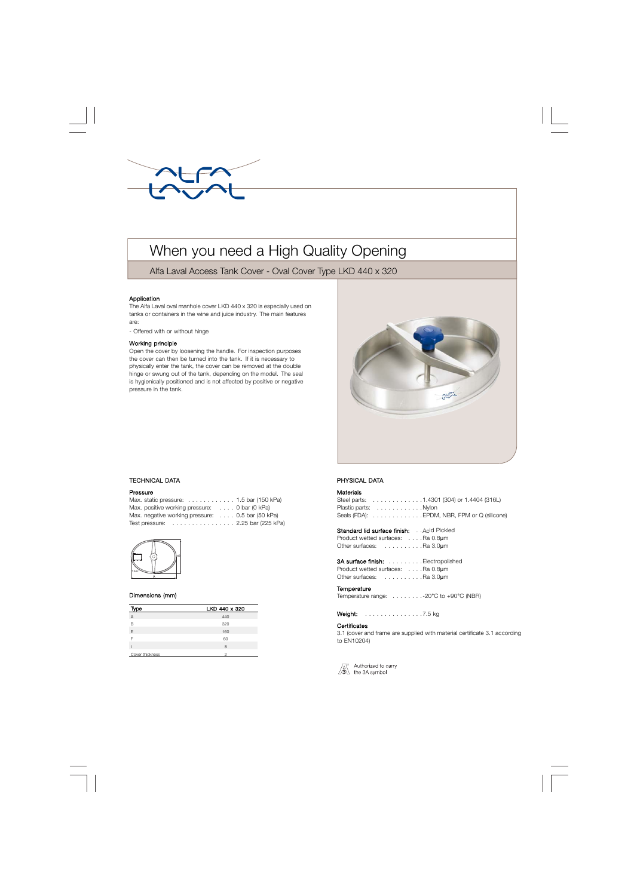# When you need a High Quality Opening

## Alfa Laval Access Tank Cover - Oval Cover Type LKD 440 x 320

### Application

The Alfa Laval oval manhole cover LKD 440 x 320 is especially used on tanks or containers in the wine and juice industry. The main features are:

- Offered with or without hinge

### Working principle

Open the cover by loosening the handle. For inspection purposes the cover can then be turned into the tank. If it is necessary to physically enter the tank, the cover can be removed at the double hinge or swung out of the tank, depending on the model. The seal is hygienically positioned and is not affected by positive or negative pressure in the tank.

## TECHNICAL DATA

### Pressure

Max. static pressure: . . . . . . . . . . . . 1.5 bar (150 kPa)
Max. positive working pressure: . . . . 0 bar (0 kPa)
Max. negative working pressure: . . . . 0.5 bar (50 kPa)
Test pressure: . . . . . . . . . . . . . . . . 2.25 bar (225 kPa)

### Dimensions (mm)

| Type | LKD 440 x 320 |
|---|---|
| A | 440 |
| B | 320 |
| E | 160 |
| F | 60 |
| t | 8 |
| Cover thickness | 2 |

## PHYSICAL DATA

### Materials

Steel parts: . . . . . . . . . . . . . 1.4301 (304) or 1.4404 (316L)
Plastic parts: . . . . . . . . . . . . Nylon
Seals (FDA): . . . . . . . . . . . . . EPDM, NBR, FPM or Q (silicone)

**Standard lid surface finish:** . . Acid Pickled
Product wetted surfaces: . . . . Ra 0.8µm
Other surfaces: . . . . . . . . . . Ra 3.0µm

**3A surface finish:** . . . . . . . . . Electropolished
Product wetted surfaces: . . . . Ra 0.8µm
Other surfaces: . . . . . . . . . . Ra 3.0µm

### Temperature

Temperature range: . . . . . . . . -20°C to +90°C (NBR)

**Weight:** . . . . . . . . . . . . . . . 7.5 kg

### Certificates

3.1 (cover and frame are supplied with material certificate 3.1 according to EN10204)

Authorized to carry the 3A symbol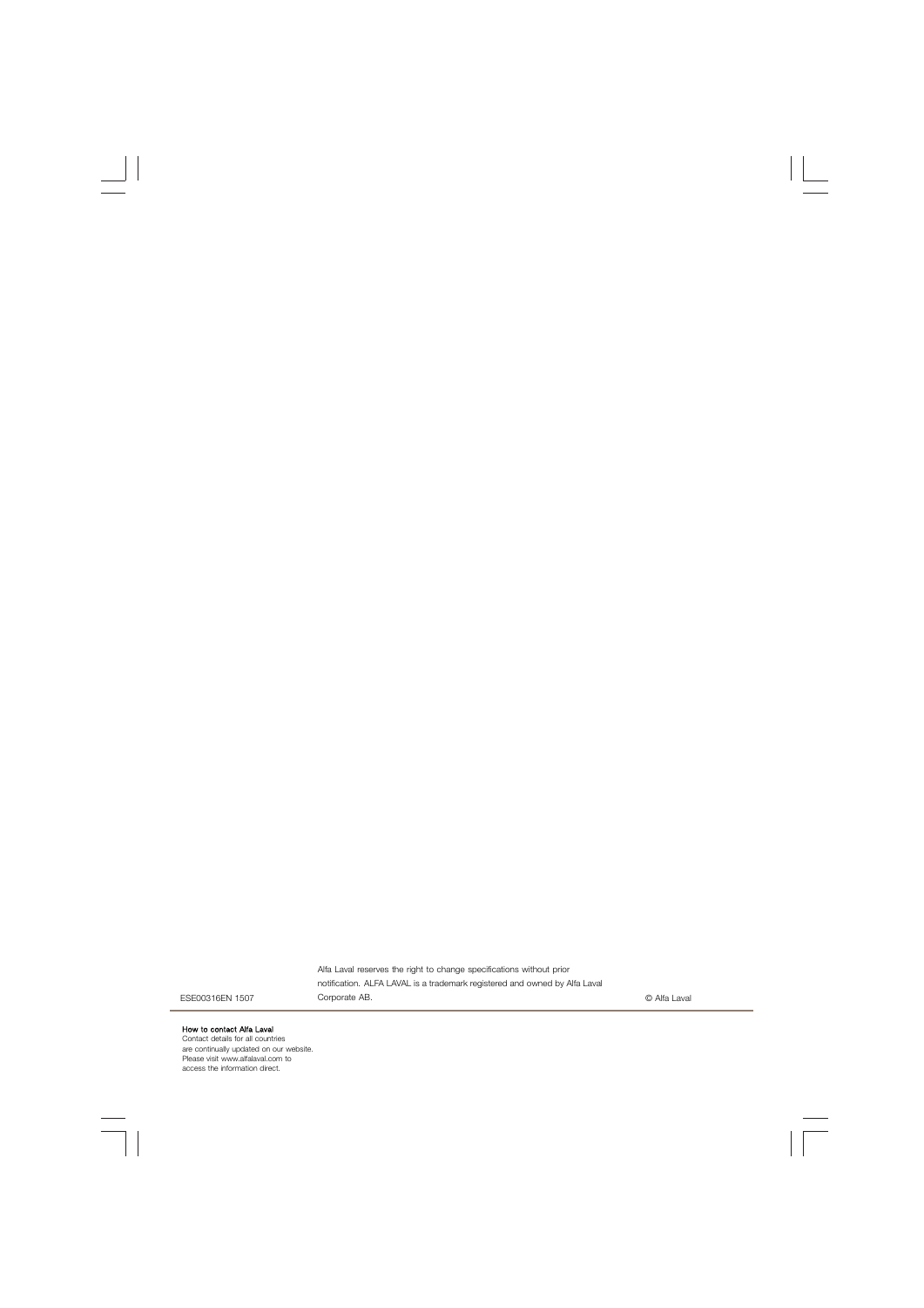ESE00316EN 1507

Alfa Laval reserves the right to change specifications without prior notification. ALFA LAVAL is a trademark registered and owned by Alfa Laval Corporate AB.

© Alfa Laval

**How to contact Alfa Laval**
Contact details for all countries are continually updated on our website. Please visit www.alfalaval.com to access the information direct.